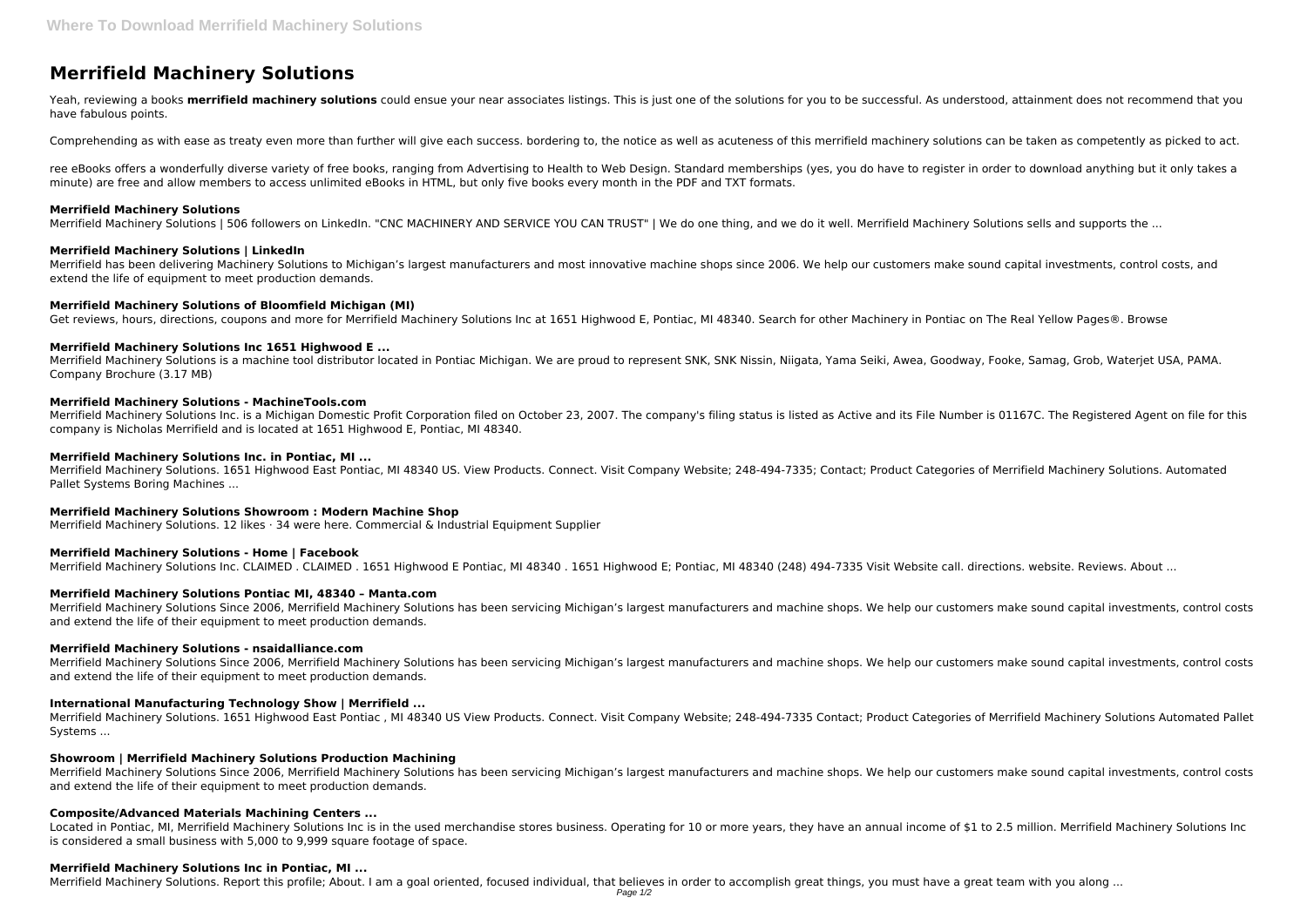# Merrifield Machinery Solutions

Yeah, reviewing a books **merrifield machinery solutions** could ensue your near associates listings. This is just one of the solutions for you to be successful. As understood, attainment does not recommend that you have fabulous points.

Comprehending as with ease as treaty even more than further will give each success. bordering to, the notice as well as acuteness of this merrifield machinery solutions can be taken as competently as picked to act.

ree eBooks offers a wonderfully diverse variety of free books, ranging from Advertising to Health to Web Design. Standard memberships (yes, you do have to register in order to download anything but it only takes a minute) are free and allow members to access unlimited eBooks in HTML, but only five books every month in the PDF and TXT formats.

### Merrifield Machinery Solutions

Merrifield Machinery Solutions | 506 followers on LinkedIn. "CNC MACHINERY AND SERVICE YOU CAN TRUST" | We do one thing, and we do it well. Merrifield Machinery Solutions sells and supports the ...

### Merrifield Machinery Solutions | LinkedIn

Merrifield has been delivering Machinery Solutions to Michigan's largest manufacturers and most innovative machine shops since 2006. We help our customers make sound capital investments, control costs, and extend the life of equipment to meet production demands.

### Merrifield Machinery Solutions of Bloomfield Michigan (MI)

Get reviews, hours, directions, coupons and more for Merrifield Machinery Solutions Inc at 1651 Highwood E, Pontiac, MI 48340. Search for other Machinery in Pontiac on The Real Yellow Pages®. Browse

### Merrifield Machinery Solutions Inc 1651 Highwood E ...

Merrifield Machinery Solutions is a machine tool distributor located in Pontiac Michigan. We are proud to represent SNK, SNK Nissin, Niigata, Yama Seiki, Awea, Goodway, Fooke, Samag, Grob, Waterjet USA, PAMA. Company Brochure (3.17 MB)

### Merrifield Machinery Solutions - MachineTools.com

Merrifield Machinery Solutions Inc. is a Michigan Domestic Profit Corporation filed on October 23, 2007. The company's filing status is listed as Active and its File Number is 01167C. The Registered Agent on file for this company is Nicholas Merrifield and is located at 1651 Highwood E, Pontiac, MI 48340.

### Merrifield Machinery Solutions Inc. in Pontiac, MI ...

Merrifield Machinery Solutions. 1651 Highwood East Pontiac, MI 48340 US. View Products. Connect. Visit Company Website; 248-494-7335; Contact; Product Categories of Merrifield Machinery Solutions. Automated Pallet Systems Boring Machines ...

### Merrifield Machinery Solutions Showroom : Modern Machine Shop

Merrifield Machinery Solutions. 12 likes · 34 were here. Commercial & Industrial Equipment Supplier

### Merrifield Machinery Solutions - Home | Facebook

Merrifield Machinery Solutions Inc. CLAIMED . CLAIMED . 1651 Highwood E Pontiac, MI 48340 . 1651 Highwood E; Pontiac, MI 48340 (248) 494-7335 Visit Website call. directions. website. Reviews. About ...

### Merrifield Machinery Solutions Pontiac MI, 48340 – Manta.com

Merrifield Machinery Solutions Since 2006, Merrifield Machinery Solutions has been servicing Michigan's largest manufacturers and machine shops. We help our customers make sound capital investments, control costs and extend the life of their equipment to meet production demands.

### Merrifield Machinery Solutions - nsaidalliance.com

Merrifield Machinery Solutions Since 2006, Merrifield Machinery Solutions has been servicing Michigan's largest manufacturers and machine shops. We help our customers make sound capital investments, control costs and extend the life of their equipment to meet production demands.

### International Manufacturing Technology Show | Merrifield ...

Merrifield Machinery Solutions. 1651 Highwood East Pontiac , MI 48340 US View Products. Connect. Visit Company Website; 248-494-7335 Contact; Product Categories of Merrifield Machinery Solutions Automated Pallet Systems ...

### Showroom | Merrifield Machinery Solutions Production Machining

Merrifield Machinery Solutions Since 2006, Merrifield Machinery Solutions has been servicing Michigan's largest manufacturers and machine shops. We help our customers make sound capital investments, control costs and extend the life of their equipment to meet production demands.

### Composite/Advanced Materials Machining Centers ...

Located in Pontiac, MI, Merrifield Machinery Solutions Inc is in the used merchandise stores business. Operating for 10 or more years, they have an annual income of $1 to 2.5 million. Merrifield Machinery Solutions Inc is considered a small business with 5,000 to 9,999 square footage of space.

### Merrifield Machinery Solutions Inc in Pontiac, MI ...

Merrifield Machinery Solutions. Report this profile; About. I am a goal oriented, focused individual, that believes in order to accomplish great things, you must have a great team with you along ...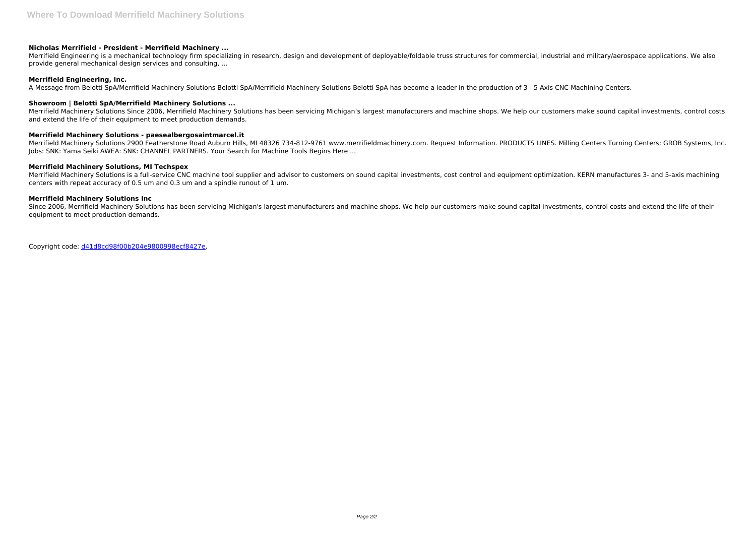### Nicholas Merrifield - President - Merrifield Machinery ...

Merrifield Engineering is a mechanical technology firm specializing in research, design and development of deployable/foldable truss structures for commercial, industrial and military/aerospace applications. We also provide general mechanical design services and consulting, ...

### Merrifield Engineering, Inc.

A Message from Belotti SpA/Merrifield Machinery Solutions Belotti SpA/Merrifield Machinery Solutions Belotti SpA has become a leader in the production of 3 - 5 Axis CNC Machining Centers.

### Showroom | Belotti SpA/Merrifield Machinery Solutions ...

Merrifield Machinery Solutions Since 2006, Merrifield Machinery Solutions has been servicing Michigan's largest manufacturers and machine shops. We help our customers make sound capital investments, control costs and extend the life of their equipment to meet production demands.

### Merrifield Machinery Solutions - paesealbergosaintmarcel.it

Merrifield Machinery Solutions 2900 Featherstone Road Auburn Hills, MI 48326 734-812-9761 www.merrifieldmachinery.com. Request Information. PRODUCTS LINES. Milling Centers Turning Centers; GROB Systems, Inc. Jobs: SNK: Yama Seiki AWEA: SNK: CHANNEL PARTNERS. Your Search for Machine Tools Begins Here ...

### Merrifield Machinery Solutions, MI Techspex

Merrifield Machinery Solutions is a full-service CNC machine tool supplier and advisor to customers on sound capital investments, cost control and equipment optimization. KERN manufactures 3- and 5-axis machining centers with repeat accuracy of 0.5 um and 0.3 um and a spindle runout of 1 um.

### Merrifield Machinery Solutions Inc

Since 2006, Merrifield Machinery Solutions has been servicing Michigan's largest manufacturers and machine shops. We help our customers make sound capital investments, control costs and extend the life of their equipment to meet production demands.

Copyright code: d41d8cd98f00b204e9800998ecf8427e.